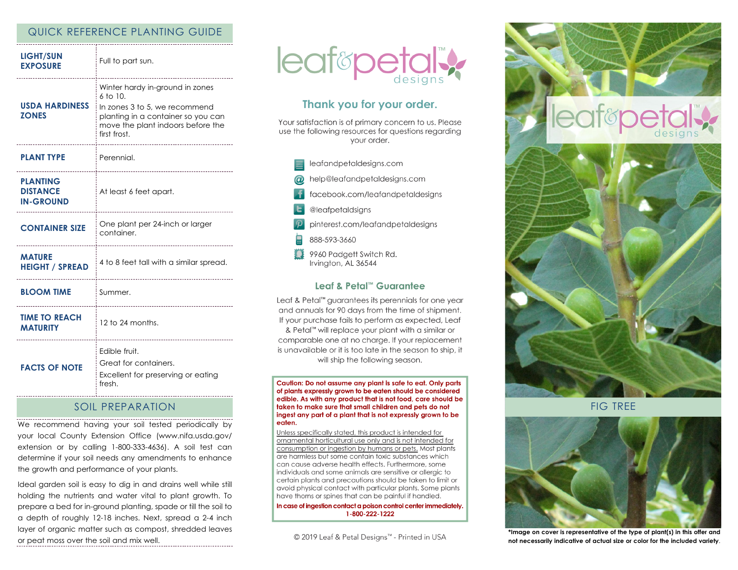## QUICK REFERENCE PLANTING GUIDE

| | |
|---|---|
| **LIGHT/SUN EXPOSURE** | Full to part sun. |
| **USDA HARDINESS ZONES** | Winter hardy in-ground in zones 6 to 10. In zones 3 to 5, we recommend planting in a container so you can move the plant indoors before the first frost. |
| **PLANT TYPE** | Perennial. |
| **PLANTING DISTANCE IN-GROUND** | At least 6 feet apart. |
| **CONTAINER SIZE** | One plant per 24-inch or larger container. |
| **MATURE HEIGHT / SPREAD** | 4 to 8 feet tall with a similar spread. |
| **BLOOM TIME** | Summer. |
| **TIME TO REACH MATURITY** | 12 to 24 months. |
| **FACTS OF NOTE** | Edible fruit. Great for containers. Excellent for preserving or eating fresh. |

## SOIL PREPARATION

We recommend having your soil tested periodically by your local County Extension Office (www.nifa.usda.gov/extension or by calling 1-800-333-4636). A soil test can determine if your soil needs any amendments to enhance the growth and performance of your plants.

Ideal garden soil is easy to dig in and drains well while still holding the nutrients and water vital to plant growth. To prepare a bed for in-ground planting, spade or till the soil to a depth of roughly 12-18 inches. Next, spread a 2-4 inch layer of organic matter such as compost, shredded leaves or peat moss over the soil and mix well.

leaf&petal™ designs

## Thank you for your order.

Your satisfaction is of primary concern to us. Please use the following resources for questions regarding your order.

- leafandpetaldesigns.com
- help@leafandpetaldesigns.com
- facebook.com/leafandpetaldesigns
- @leafpetaldsigns
- pinterest.com/leafandpetaldesigns
- 888-593-3660
- 9960 Padgett Switch Rd.
  Irvington, AL 36544

### Leaf & Petal™ Guarantee

Leaf & Petal™ guarantees its perennials for one year and annuals for 90 days from the time of shipment. If your purchase fails to perform as expected, Leaf & Petal™ will replace your plant with a similar or comparable one at no charge. If your replacement is unavailable or it is too late in the season to ship, it will ship the following season.

**Caution: Do not assume any plant is safe to eat. Only parts of plants expressly grown to be eaten should be considered edible. As with any product that is not food, care should be taken to make sure that small children and pets do not ingest any part of a plant that is not expressly grown to be eaten.**

Unless specifically stated, this product is intended for ornamental horticultural use only and is not intended for consumption or ingestion by humans or pets. Most plants are harmless but some contain toxic substances which can cause adverse health effects. Furthermore, some individuals and some animals are sensitive or allergic to certain plants and precautions should be taken to limit or avoid physical contact with particular plants. Some plants have thorns or spines that can be painful if handled.

**In case of ingestion contact a poison control center immediately. 1-800-222-1222**

© 2019 Leaf & Petal Designs™ - Printed in USA

leaf&petal™ designs

FIG TREE

**\*Image on cover is representative of the type of plant(s) in this offer and not necessarily indicative of actual size or color for the included variety.**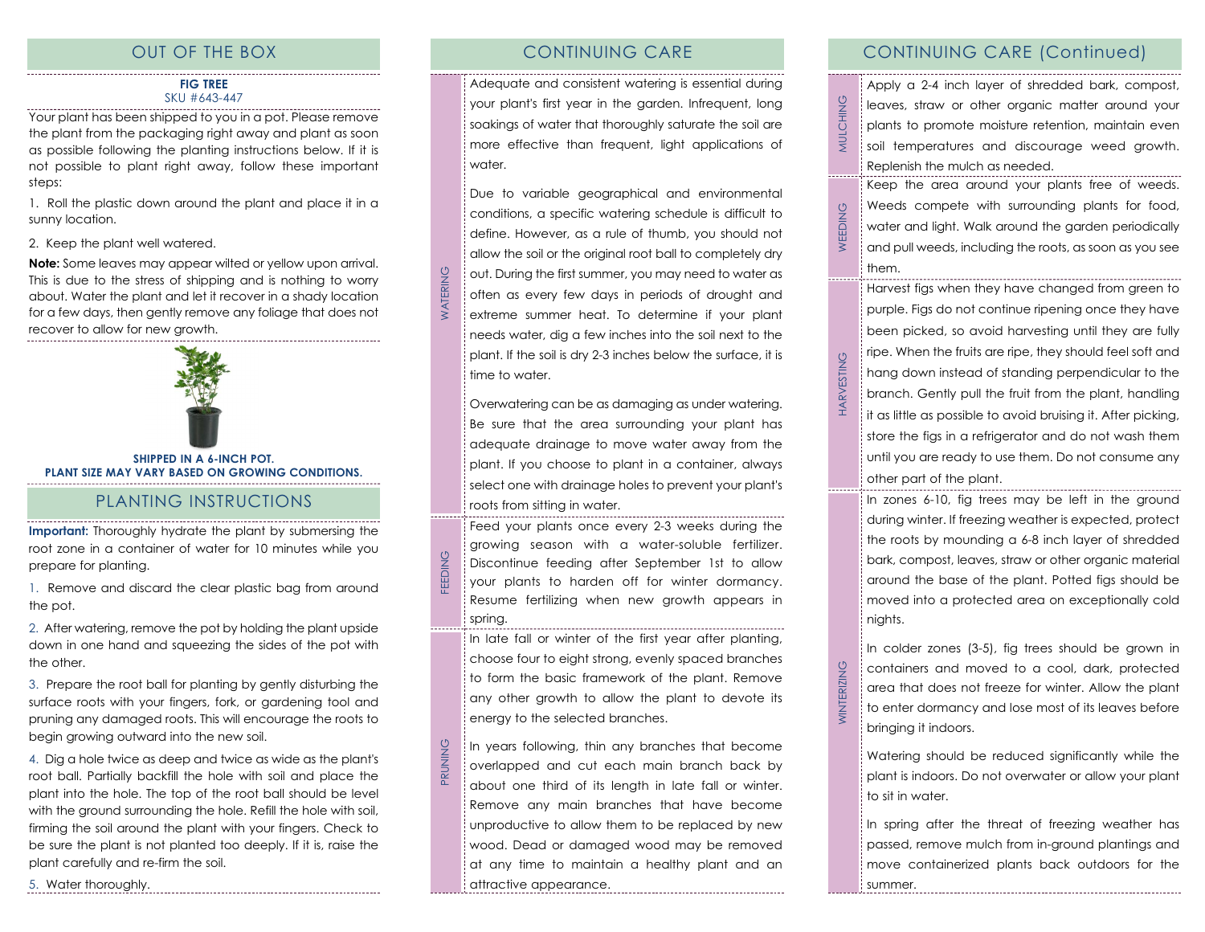## OUT OF THE BOX

**FIG TREE**
SKU #643-447

Your plant has been shipped to you in a pot. Please remove the plant from the packaging right away and plant as soon as possible following the planting instructions below. If it is not possible to plant right away, follow these important steps:

1. Roll the plastic down around the plant and place it in a sunny location.

2. Keep the plant well watered.

**Note:** Some leaves may appear wilted or yellow upon arrival. This is due to the stress of shipping and is nothing to worry about. Water the plant and let it recover in a shady location for a few days, then gently remove any foliage that does not recover to allow for new growth.

**SHIPPED IN A 6-INCH POT.**
**PLANT SIZE MAY VARY BASED ON GROWING CONDITIONS.**

## PLANTING INSTRUCTIONS

**Important:** Thoroughly hydrate the plant by submersing the root zone in a container of water for 10 minutes while you prepare for planting.

1. Remove and discard the clear plastic bag from around the pot.

2. After watering, remove the pot by holding the plant upside down in one hand and squeezing the sides of the pot with the other.

3. Prepare the root ball for planting by gently disturbing the surface roots with your fingers, fork, or gardening tool and pruning any damaged roots. This will encourage the roots to begin growing outward into the new soil.

4. Dig a hole twice as deep and twice as wide as the plant's root ball. Partially backfill the hole with soil and place the plant into the hole. The top of the root ball should be level with the ground surrounding the hole. Refill the hole with soil, firming the soil around the plant with your fingers. Check to be sure the plant is not planted too deeply. If it is, raise the plant carefully and re-firm the soil.

5. Water thoroughly.

## CONTINUING CARE

### WATERING

Adequate and consistent watering is essential during your plant's first year in the garden. Infrequent, long soakings of water that thoroughly saturate the soil are more effective than frequent, light applications of water.

Due to variable geographical and environmental conditions, a specific watering schedule is difficult to define. However, as a rule of thumb, you should not allow the soil or the original root ball to completely dry out. During the first summer, you may need to water as often as every few days in periods of drought and extreme summer heat. To determine if your plant needs water, dig a few inches into the soil next to the plant. If the soil is dry 2-3 inches below the surface, it is time to water.

Overwatering can be as damaging as under watering. Be sure that the area surrounding your plant has adequate drainage to move water away from the plant. If you choose to plant in a container, always select one with drainage holes to prevent your plant's roots from sitting in water.

### FEEDING

Feed your plants once every 2-3 weeks during the growing season with a water-soluble fertilizer. Discontinue feeding after September 1st to allow your plants to harden off for winter dormancy. Resume fertilizing when new growth appears in spring.

### PRUNING

In late fall or winter of the first year after planting, choose four to eight strong, evenly spaced branches to form the basic framework of the plant. Remove any other growth to allow the plant to devote its energy to the selected branches.

In years following, thin any branches that become overlapped and cut each main branch back by about one third of its length in late fall or winter. Remove any main branches that have become unproductive to allow them to be replaced by new wood. Dead or damaged wood may be removed at any time to maintain a healthy plant and an attractive appearance.

## CONTINUING CARE (Continued)

### MULCHING

Apply a 2-4 inch layer of shredded bark, compost, leaves, straw or other organic matter around your plants to promote moisture retention, maintain even soil temperatures and discourage weed growth. Replenish the mulch as needed.

### WEEDING

Keep the area around your plants free of weeds. Weeds compete with surrounding plants for food, water and light. Walk around the garden periodically and pull weeds, including the roots, as soon as you see them.

### HARVESTING

Harvest figs when they have changed from green to purple. Figs do not continue ripening once they have been picked, so avoid harvesting until they are fully ripe. When the fruits are ripe, they should feel soft and hang down instead of standing perpendicular to the branch. Gently pull the fruit from the plant, handling it as little as possible to avoid bruising it. After picking, store the figs in a refrigerator and do not wash them until you are ready to use them. Do not consume any other part of the plant.

### WINTERIZING

In zones 6-10, fig trees may be left in the ground during winter. If freezing weather is expected, protect the roots by mounding a 6-8 inch layer of shredded bark, compost, leaves, straw or other organic material around the base of the plant. Potted figs should be moved into a protected area on exceptionally cold nights.

In colder zones (3-5), fig trees should be grown in containers and moved to a cool, dark, protected area that does not freeze for winter. Allow the plant to enter dormancy and lose most of its leaves before bringing it indoors.

Watering should be reduced significantly while the plant is indoors. Do not overwater or allow your plant to sit in water.

In spring after the threat of freezing weather has passed, remove mulch from in-ground plantings and move containerized plants back outdoors for the summer.